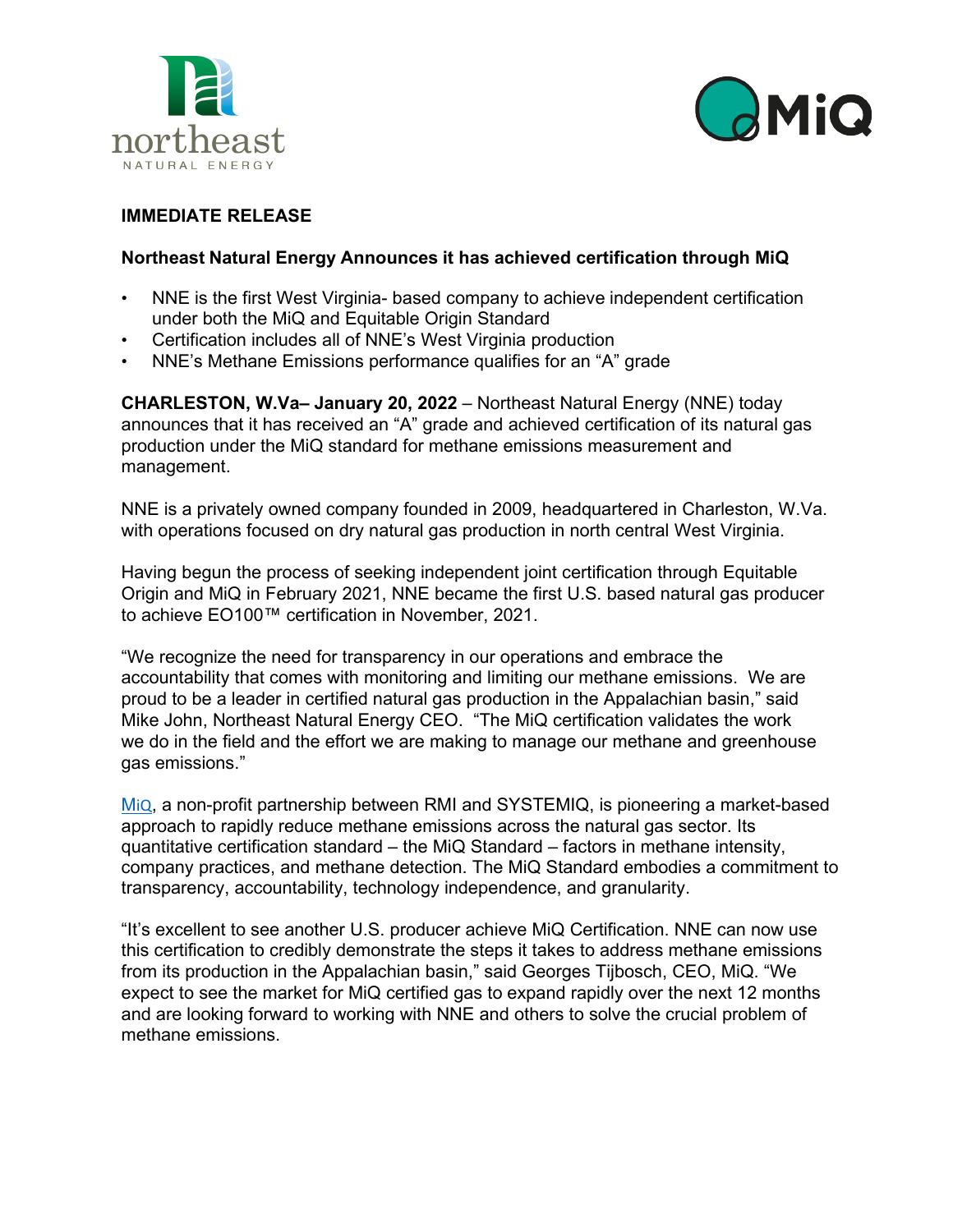**IMMEDIATE RELEASE**

**Northeast Natural Energy Announces it has achieved certification through MiQ**

- NNE is the first West Virginia- based company to achieve independent certification under both the MiQ and Equitable Origin Standard
- Certification includes all of NNE's West Virginia production
- NNE's Methane Emissions performance qualifies for an "A" grade

**CHARLESTON, W.Va– January 20, 2022** – Northeast Natural Energy (NNE) today announces that it has received an "A" grade and achieved certification of its natural gas production under the MiQ standard for methane emissions measurement and management.

NNE is a privately owned company founded in 2009, headquartered in Charleston, W.Va. with operations focused on dry natural gas production in north central West Virginia.

Having begun the process of seeking independent joint certification through Equitable Origin and MiQ in February 2021, NNE became the first U.S. based natural gas producer to achieve EO100™ certification in November, 2021.

"We recognize the need for transparency in our operations and embrace the accountability that comes with monitoring and limiting our methane emissions. We are proud to be a leader in certified natural gas production in the Appalachian basin," said Mike John, Northeast Natural Energy CEO. "The MiQ certification validates the work we do in the field and the effort we are making to manage our methane and greenhouse gas emissions."

MiQ, a non-profit partnership between RMI and SYSTEMIQ, is pioneering a market-based approach to rapidly reduce methane emissions across the natural gas sector. Its quantitative certification standard – the MiQ Standard – factors in methane intensity, company practices, and methane detection. The MiQ Standard embodies a commitment to transparency, accountability, technology independence, and granularity.

"It's excellent to see another U.S. producer achieve MiQ Certification. NNE can now use this certification to credibly demonstrate the steps it takes to address methane emissions from its production in the Appalachian basin," said Georges Tijbosch, CEO, MiQ. "We expect to see the market for MiQ certified gas to expand rapidly over the next 12 months and are looking forward to working with NNE and others to solve the crucial problem of methane emissions.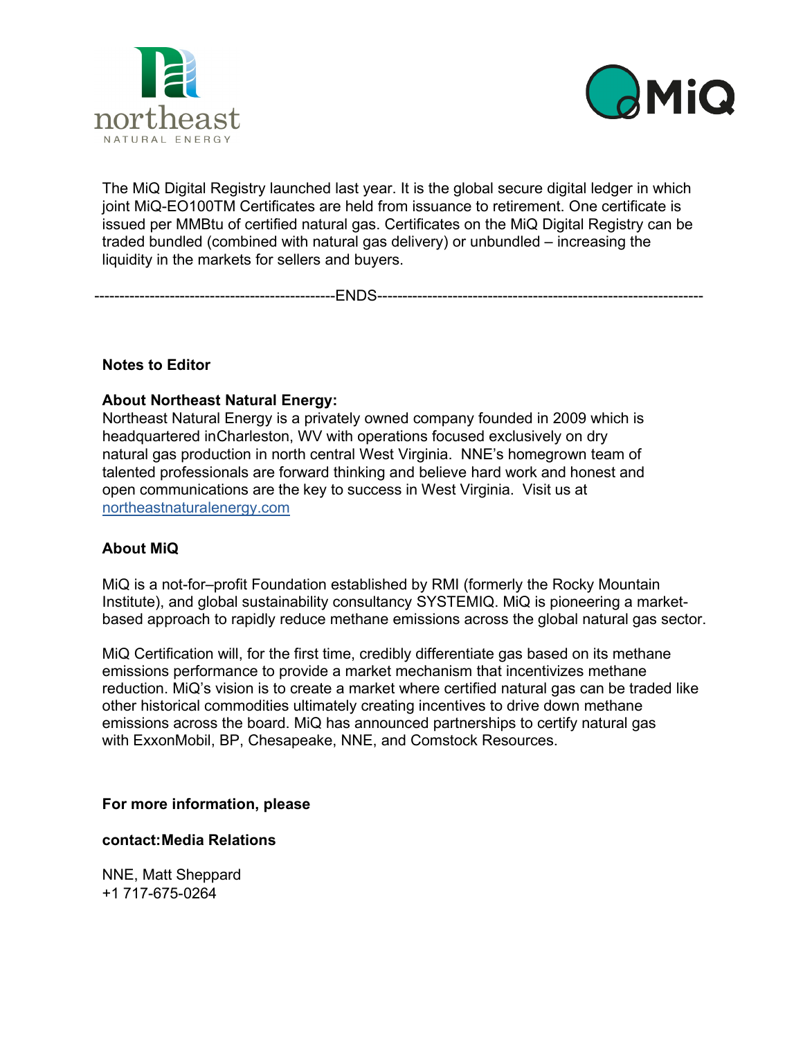The MiQ Digital Registry launched last year. It is the global secure digital ledger in which joint MiQ-EO100TM Certificates are held from issuance to retirement. One certificate is issued per MMBtu of certified natural gas. Certificates on the MiQ Digital Registry can be traded bundled (combined with natural gas delivery) or unbundled – increasing the liquidity in the markets for sellers and buyers.

-----------------------------------------------ENDS----------------------------------------------------------------

**Notes to Editor**

**About Northeast Natural Energy:**
Northeast Natural Energy is a privately owned company founded in 2009 which is headquartered inCharleston, WV with operations focused exclusively on dry natural gas production in north central West Virginia. NNE's homegrown team of talented professionals are forward thinking and believe hard work and honest and open communications are the key to success in West Virginia. Visit us at [northeastnaturalenergy.com](northeastnaturalenergy.com)

**About MiQ**

MiQ is a not-for–profit Foundation established by RMI (formerly the Rocky Mountain Institute), and global sustainability consultancy SYSTEMIQ. MiQ is pioneering a market-based approach to rapidly reduce methane emissions across the global natural gas sector.

MiQ Certification will, for the first time, credibly differentiate gas based on its methane emissions performance to provide a market mechanism that incentivizes methane reduction. MiQ's vision is to create a market where certified natural gas can be traded like other historical commodities ultimately creating incentives to drive down methane emissions across the board. MiQ has announced partnerships to certify natural gas with ExxonMobil, BP, Chesapeake, NNE, and Comstock Resources.

**For more information, please**

**contact:Media Relations**

NNE, Matt Sheppard
+1 717-675-0264